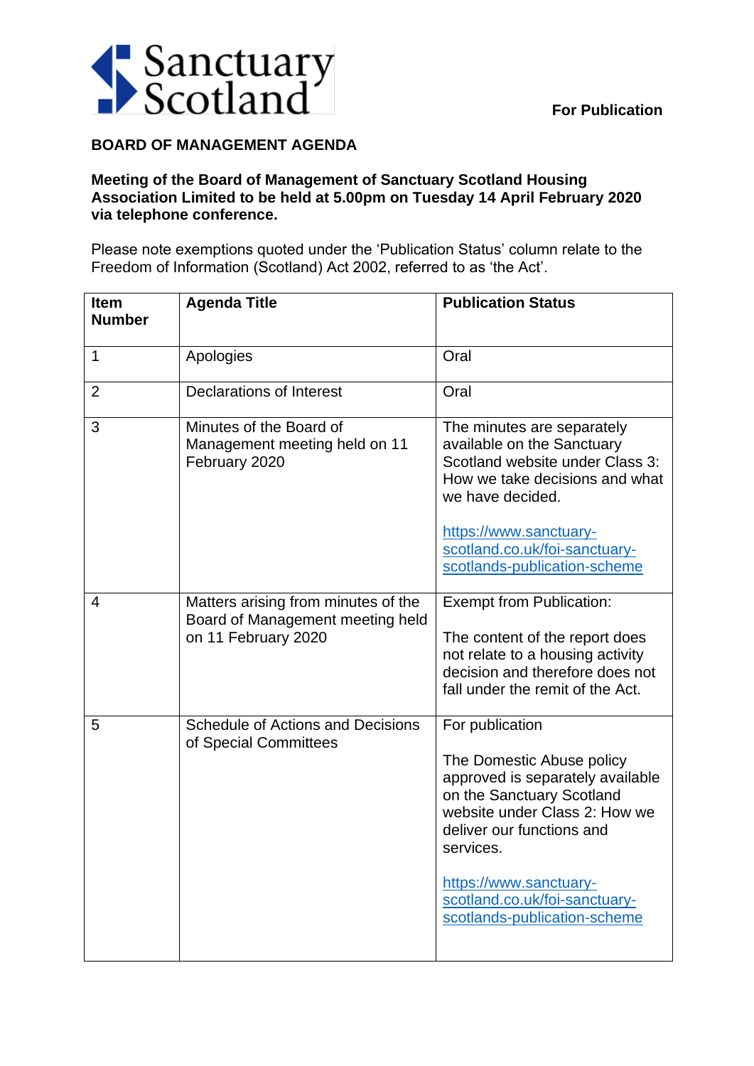Sanctuary Scotland

**For Publication**

## BOARD OF MANAGEMENT AGENDA

**Meeting of the Board of Management of Sanctuary Scotland Housing Association Limited to be held at 5.00pm on Tuesday 14 April February 2020 via telephone conference.**

Please note exemptions quoted under the 'Publication Status' column relate to the Freedom of Information (Scotland) Act 2002, referred to as 'the Act'.

| Item Number | Agenda Title | Publication Status |
|---|---|---|
| 1 | Apologies | Oral |
| 2 | Declarations of Interest | Oral |
| 3 | Minutes of the Board of Management meeting held on 11 February 2020 | The minutes are separately available on the Sanctuary Scotland website under Class 3: How we take decisions and what we have decided.<br><br>https://www.sanctuary-scotland.co.uk/foi-sanctuary-scotlands-publication-scheme |
| 4 | Matters arising from minutes of the Board of Management meeting held on 11 February 2020 | Exempt from Publication:<br><br>The content of the report does not relate to a housing activity decision and therefore does not fall under the remit of the Act. |
| 5 | Schedule of Actions and Decisions of Special Committees | For publication<br><br>The Domestic Abuse policy approved is separately available on the Sanctuary Scotland website under Class 2: How we deliver our functions and services.<br><br>https://www.sanctuary-scotland.co.uk/foi-sanctuary-scotlands-publication-scheme |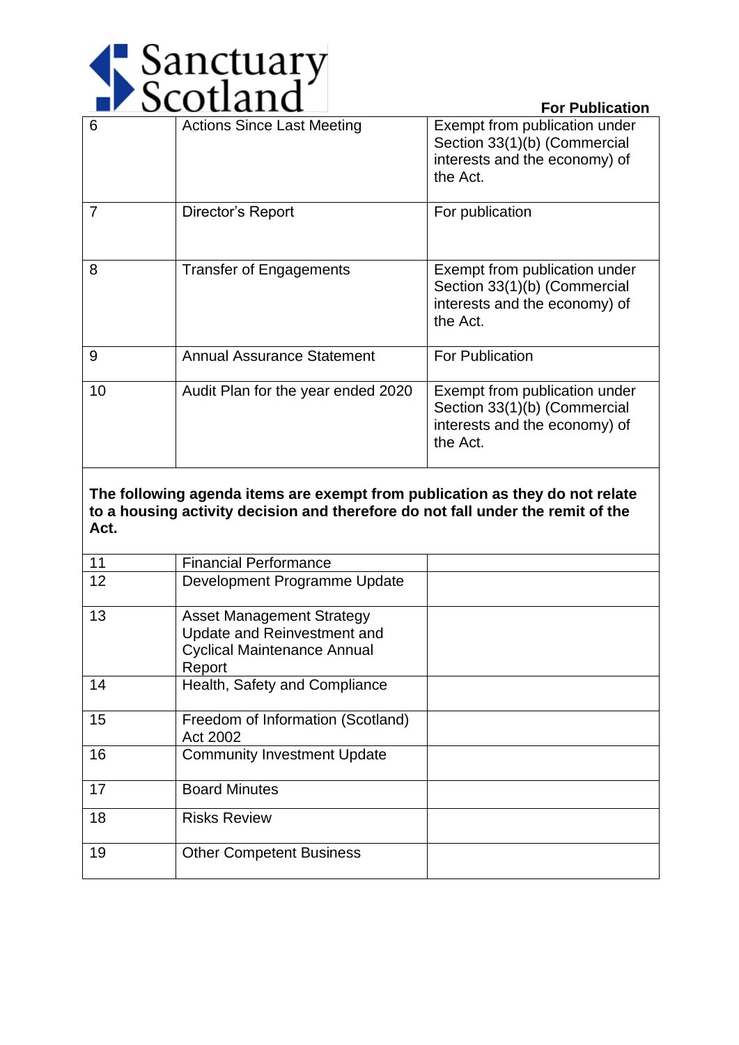**For Publication**

| | | |
|---|---|---|
| 6 | Actions Since Last Meeting | Exempt from publication under Section 33(1)(b) (Commercial interests and the economy) of the Act. |
| 7 | Director's Report | For publication |
| 8 | Transfer of Engagements | Exempt from publication under Section 33(1)(b) (Commercial interests and the economy) of the Act. |
| 9 | Annual Assurance Statement | For Publication |
| 10 | Audit Plan for the year ended 2020 | Exempt from publication under Section 33(1)(b) (Commercial interests and the economy) of the Act. |
| **The following agenda items are exempt from publication as they do not relate to a housing activity decision and therefore do not fall under the remit of the Act.** | | |
| 11 | Financial Performance | |
| 12 | Development Programme Update | |
| 13 | Asset Management Strategy Update and Reinvestment and Cyclical Maintenance Annual Report | |
| 14 | Health, Safety and Compliance | |
| 15 | Freedom of Information (Scotland) Act 2002 | |
| 16 | Community Investment Update | |
| 17 | Board Minutes | |
| 18 | Risks Review | |
| 19 | Other Competent Business | |